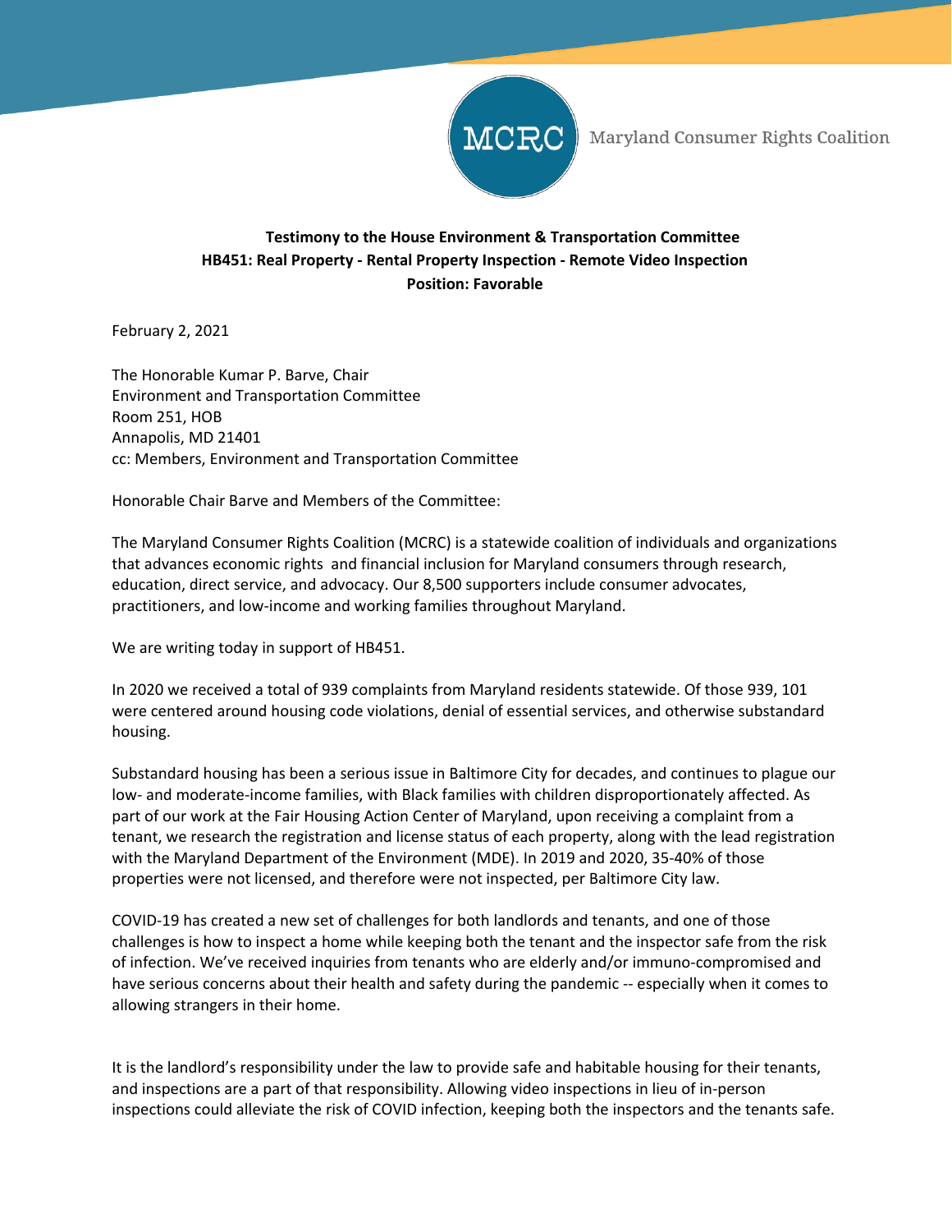MCRC Maryland Consumer Rights Coalition

**Testimony to the House Environment & Transportation Committee**
**HB451: Real Property - Rental Property Inspection - Remote Video Inspection**
**Position: Favorable**

February 2, 2021

The Honorable Kumar P. Barve, Chair
Environment and Transportation Committee
Room 251, HOB
Annapolis, MD 21401
cc: Members, Environment and Transportation Committee

Honorable Chair Barve and Members of the Committee:

The Maryland Consumer Rights Coalition (MCRC) is a statewide coalition of individuals and organizations that advances economic rights and financial inclusion for Maryland consumers through research, education, direct service, and advocacy. Our 8,500 supporters include consumer advocates, practitioners, and low-income and working families throughout Maryland.

We are writing today in support of HB451.

In 2020 we received a total of 939 complaints from Maryland residents statewide. Of those 939, 101 were centered around housing code violations, denial of essential services, and otherwise substandard housing.

Substandard housing has been a serious issue in Baltimore City for decades, and continues to plague our low- and moderate-income families, with Black families with children disproportionately affected. As part of our work at the Fair Housing Action Center of Maryland, upon receiving a complaint from a tenant, we research the registration and license status of each property, along with the lead registration with the Maryland Department of the Environment (MDE). In 2019 and 2020, 35-40% of those properties were not licensed, and therefore were not inspected, per Baltimore City law.

COVID-19 has created a new set of challenges for both landlords and tenants, and one of those challenges is how to inspect a home while keeping both the tenant and the inspector safe from the risk of infection. We've received inquiries from tenants who are elderly and/or immuno-compromised and have serious concerns about their health and safety during the pandemic -- especially when it comes to allowing strangers in their home.

It is the landlord's responsibility under the law to provide safe and habitable housing for their tenants, and inspections are a part of that responsibility. Allowing video inspections in lieu of in-person inspections could alleviate the risk of COVID infection, keeping both the inspectors and the tenants safe.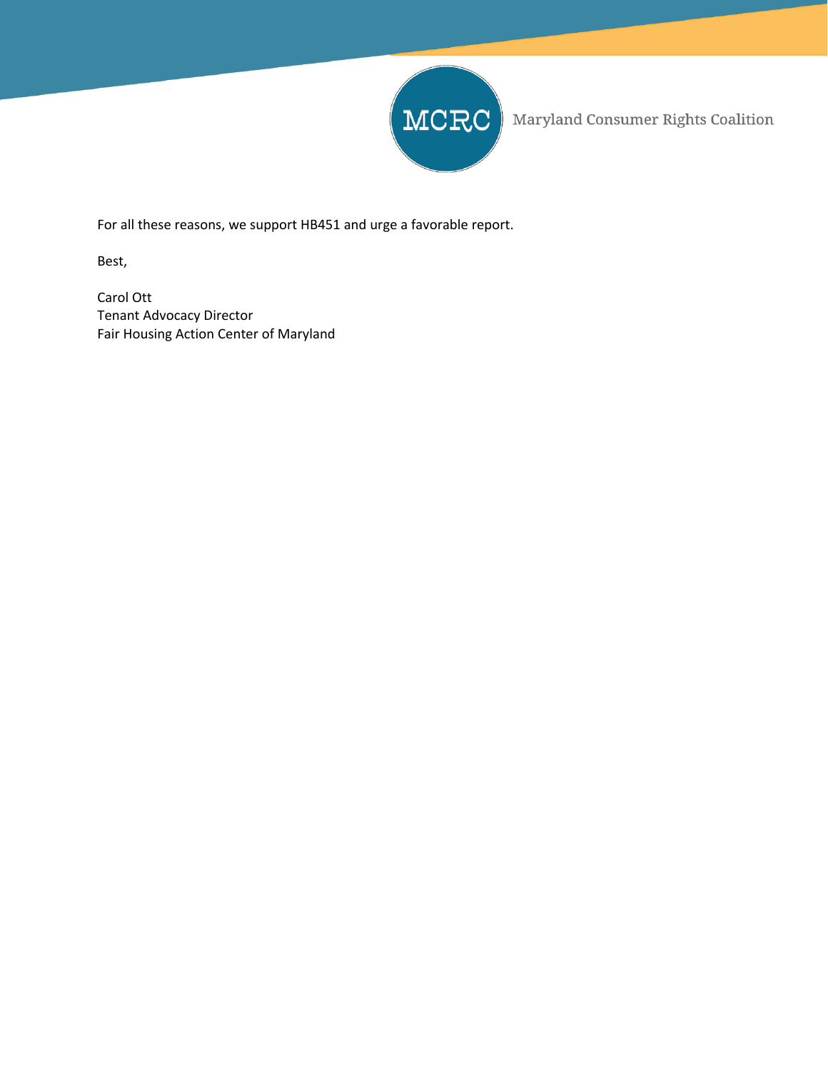For all these reasons, we support HB451 and urge a favorable report.

Best,

Carol Ott
Tenant Advocacy Director
Fair Housing Action Center of Maryland